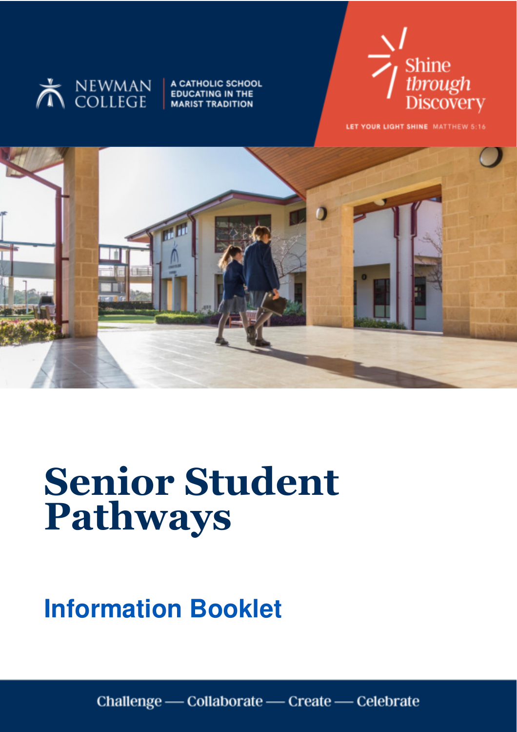NEWMAN COLLEGE

A CATHOLIC SCHOOL EDUCATING IN THE MARIST TRADITION

Shine *through* Discovery

LET YOUR LIGHT SHINE MATTHEW 5:16

# Senior Student Pathways

## Information Booklet

Challenge — Collaborate — Create — Celebrate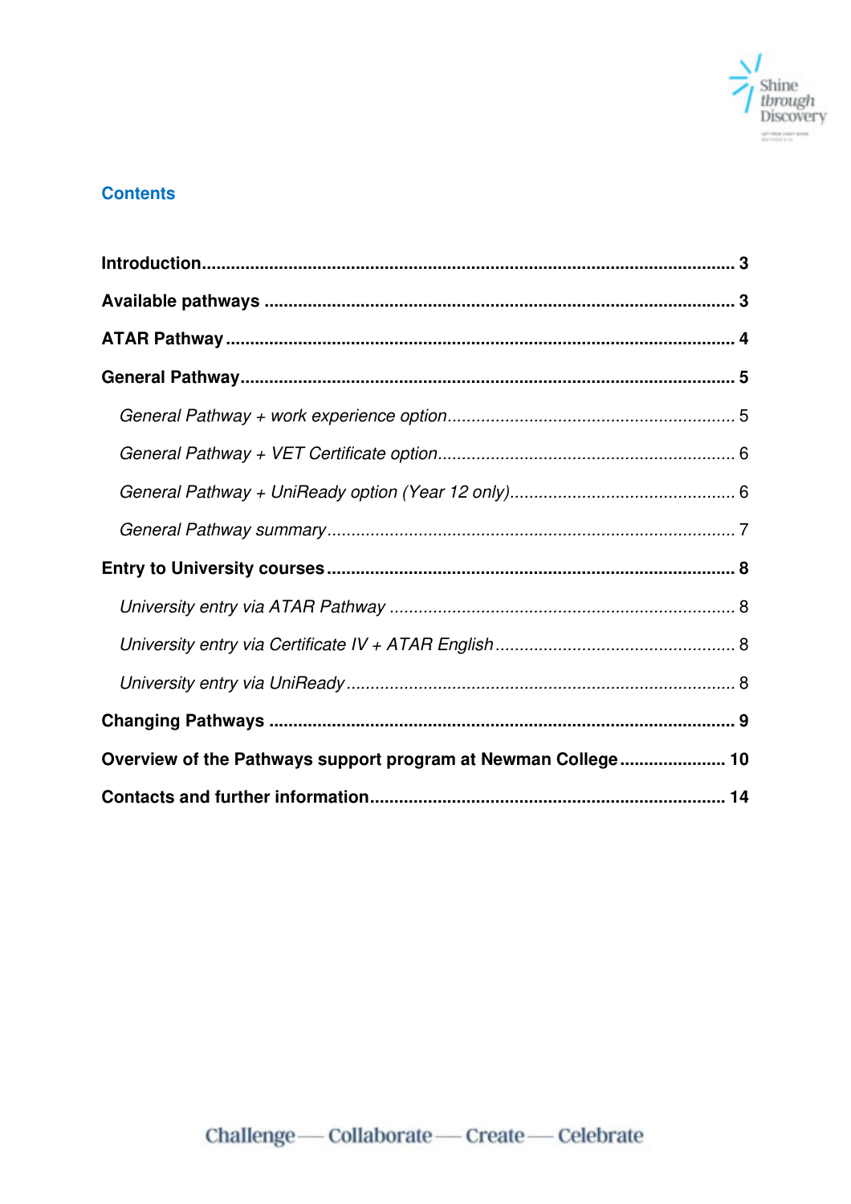## Contents

**Introduction** .......... **3**

**Available pathways** .......... **3**

**ATAR Pathway** .......... **4**

**General Pathway** .......... **5**

*General Pathway + work experience option* .......... 5

*General Pathway + VET Certificate option* .......... 6

*General Pathway + UniReady option (Year 12 only)* .......... 6

*General Pathway summary* .......... 7

**Entry to University courses** .......... **8**

*University entry via ATAR Pathway* .......... 8

*University entry via Certificate IV + ATAR English* .......... 8

*University entry via UniReady* .......... 8

**Changing Pathways** .......... **9**

**Overview of the Pathways support program at Newman College** .......... **10**

**Contacts and further information** .......... **14**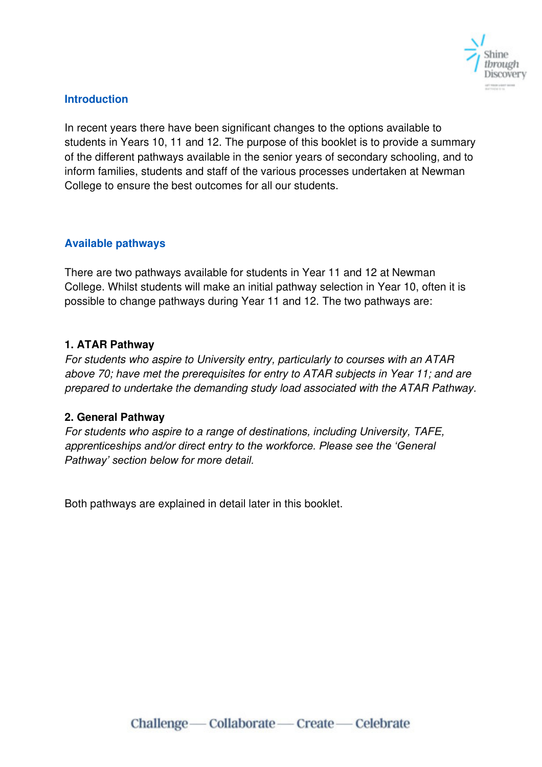## Introduction

In recent years there have been significant changes to the options available to students in Years 10, 11 and 12. The purpose of this booklet is to provide a summary of the different pathways available in the senior years of secondary schooling, and to inform families, students and staff of the various processes undertaken at Newman College to ensure the best outcomes for all our students.

## Available pathways

There are two pathways available for students in Year 11 and 12 at Newman College. Whilst students will make an initial pathway selection in Year 10, often it is possible to change pathways during Year 11 and 12. The two pathways are:

### 1. ATAR Pathway

*For students who aspire to University entry, particularly to courses with an ATAR above 70; have met the prerequisites for entry to ATAR subjects in Year 11; and are prepared to undertake the demanding study load associated with the ATAR Pathway.*

### 2. General Pathway

*For students who aspire to a range of destinations, including University, TAFE, apprenticeships and/or direct entry to the workforce. Please see the 'General Pathway' section below for more detail.*

Both pathways are explained in detail later in this booklet.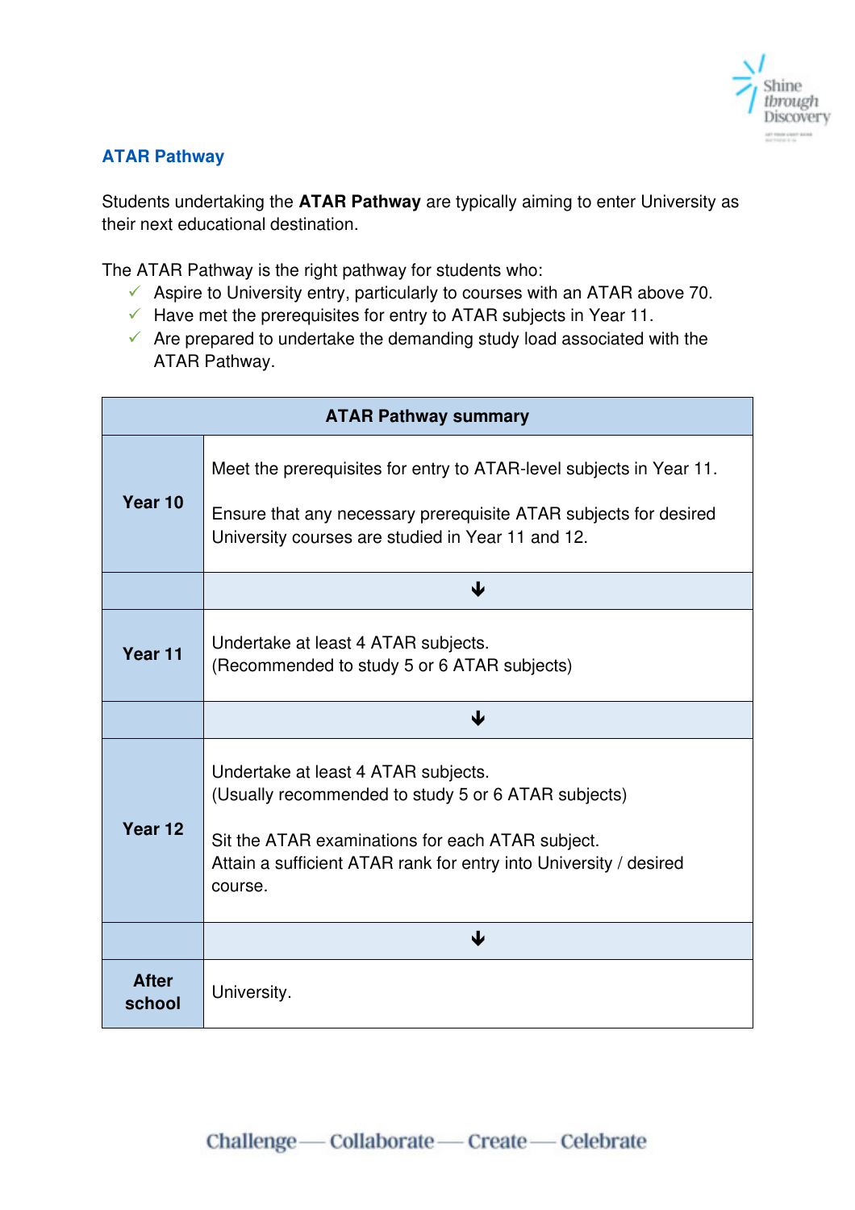## ATAR Pathway

Students undertaking the **ATAR Pathway** are typically aiming to enter University as their next educational destination.

The ATAR Pathway is the right pathway for students who:

- ✓ Aspire to University entry, particularly to courses with an ATAR above 70.
- ✓ Have met the prerequisites for entry to ATAR subjects in Year 11.
- ✓ Are prepared to undertake the demanding study load associated with the ATAR Pathway.

| **ATAR Pathway summary** | |
|---|---|
| **Year 10** | Meet the prerequisites for entry to ATAR-level subjects in Year 11.<br><br>Ensure that any necessary prerequisite ATAR subjects for desired University courses are studied in Year 11 and 12. |
| | ↓ |
| **Year 11** | Undertake at least 4 ATAR subjects.<br>(Recommended to study 5 or 6 ATAR subjects) |
| | ↓ |
| **Year 12** | Undertake at least 4 ATAR subjects.<br>(Usually recommended to study 5 or 6 ATAR subjects)<br><br>Sit the ATAR examinations for each ATAR subject.<br>Attain a sufficient ATAR rank for entry into University / desired course. |
| | ↓ |
| **After school** | University. |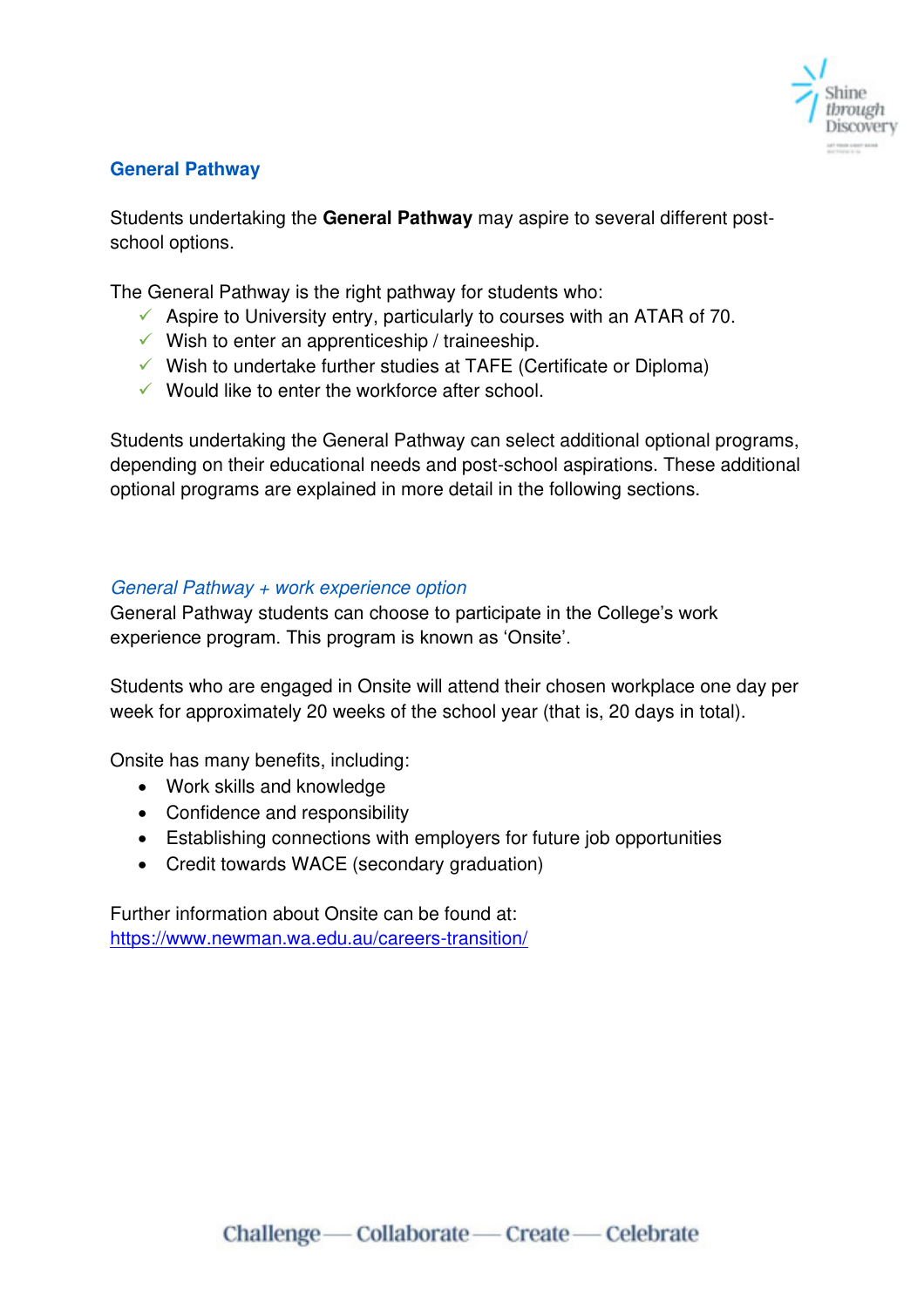## General Pathway

Students undertaking the **General Pathway** may aspire to several different post-school options.

The General Pathway is the right pathway for students who:

- ✓ Aspire to University entry, particularly to courses with an ATAR of 70.
- ✓ Wish to enter an apprenticeship / traineeship.
- ✓ Wish to undertake further studies at TAFE (Certificate or Diploma)
- ✓ Would like to enter the workforce after school.

Students undertaking the General Pathway can select additional optional programs, depending on their educational needs and post-school aspirations. These additional optional programs are explained in more detail in the following sections.

### *General Pathway + work experience option*

General Pathway students can choose to participate in the College's work experience program. This program is known as 'Onsite'.

Students who are engaged in Onsite will attend their chosen workplace one day per week for approximately 20 weeks of the school year (that is, 20 days in total).

Onsite has many benefits, including:

- Work skills and knowledge
- Confidence and responsibility
- Establishing connections with employers for future job opportunities
- Credit towards WACE (secondary graduation)

Further information about Onsite can be found at:
https://www.newman.wa.edu.au/careers-transition/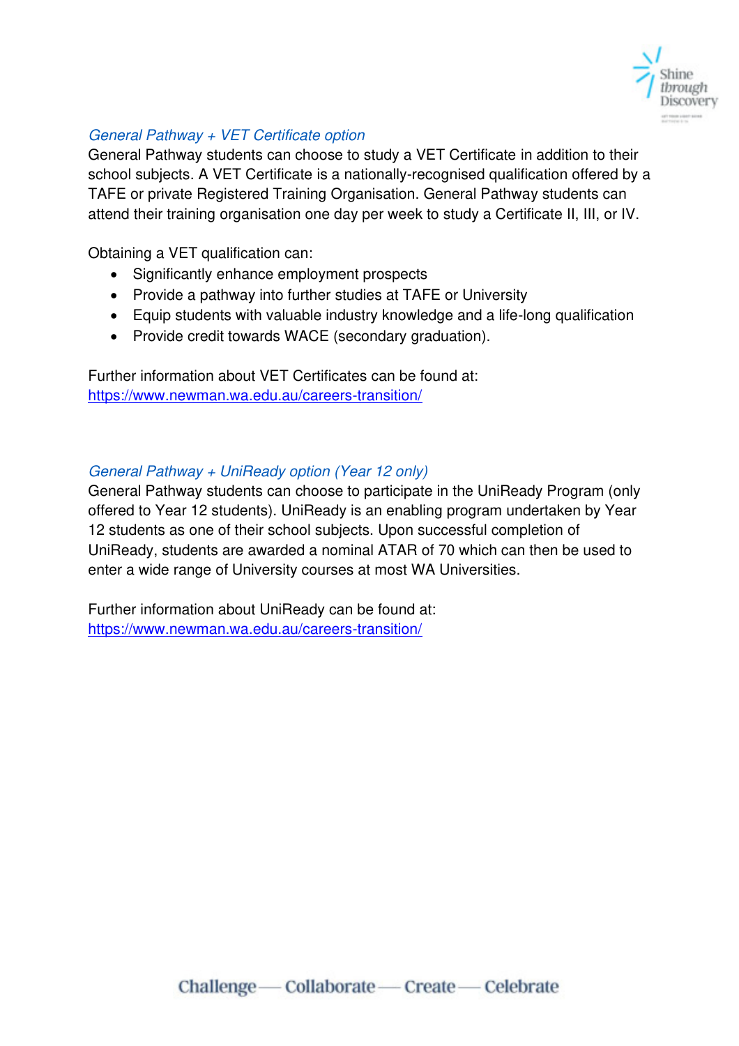### *General Pathway + VET Certificate option*

General Pathway students can choose to study a VET Certificate in addition to their school subjects. A VET Certificate is a nationally-recognised qualification offered by a TAFE or private Registered Training Organisation. General Pathway students can attend their training organisation one day per week to study a Certificate II, III, or IV.

Obtaining a VET qualification can:

- Significantly enhance employment prospects
- Provide a pathway into further studies at TAFE or University
- Equip students with valuable industry knowledge and a life-long qualification
- Provide credit towards WACE (secondary graduation).

Further information about VET Certificates can be found at:
https://www.newman.wa.edu.au/careers-transition/

### *General Pathway + UniReady option (Year 12 only)*

General Pathway students can choose to participate in the UniReady Program (only offered to Year 12 students). UniReady is an enabling program undertaken by Year 12 students as one of their school subjects. Upon successful completion of UniReady, students are awarded a nominal ATAR of 70 which can then be used to enter a wide range of University courses at most WA Universities.

Further information about UniReady can be found at:
https://www.newman.wa.edu.au/careers-transition/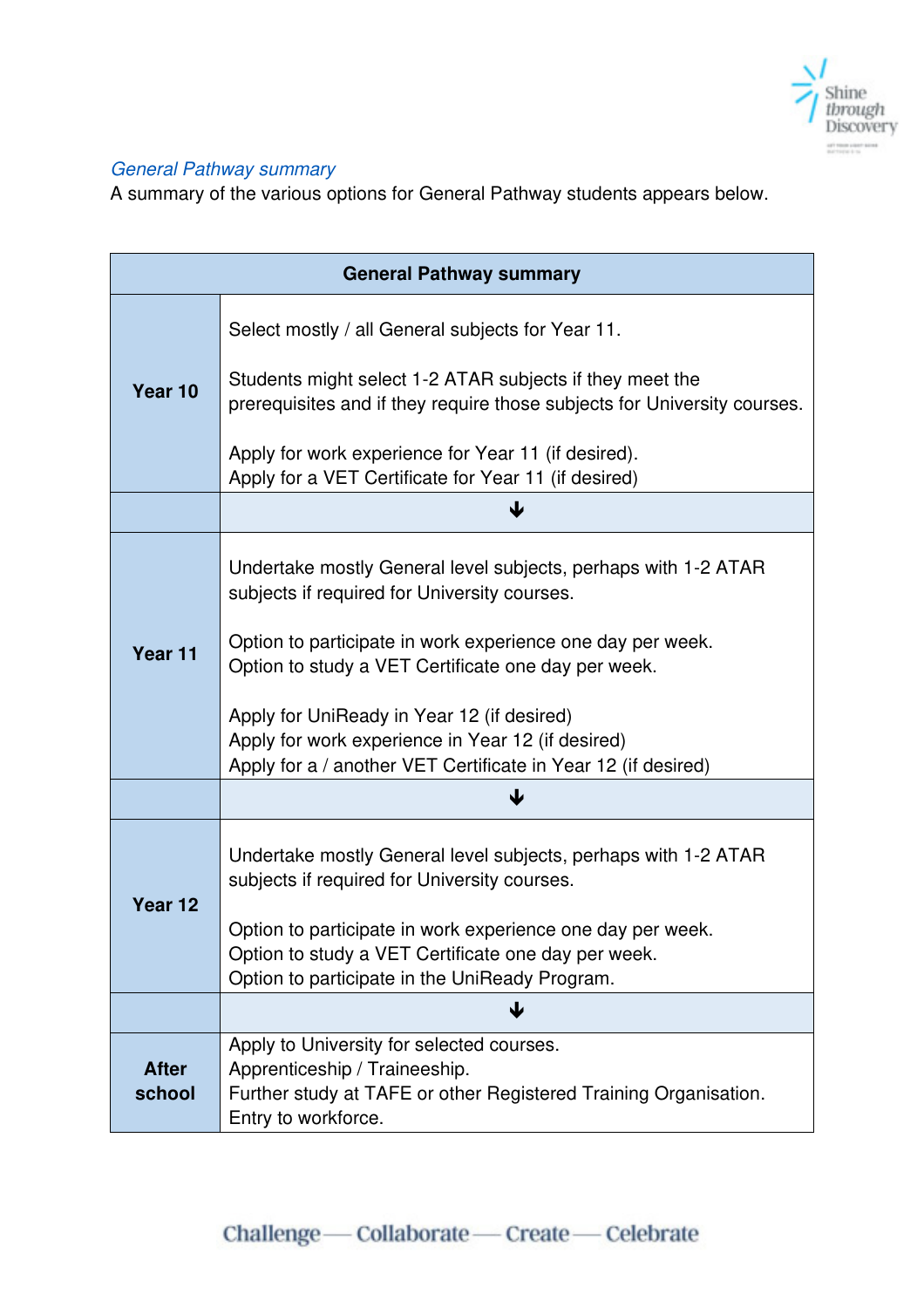*General Pathway summary*

A summary of the various options for General Pathway students appears below.

| General Pathway summary | |
|---|---|
| **Year 10** | Select mostly / all General subjects for Year 11.<br><br>Students might select 1-2 ATAR subjects if they meet the prerequisites and if they require those subjects for University courses.<br><br>Apply for work experience for Year 11 (if desired).<br>Apply for a VET Certificate for Year 11 (if desired) |
| | ↓ |
| **Year 11** | Undertake mostly General level subjects, perhaps with 1-2 ATAR subjects if required for University courses.<br><br>Option to participate in work experience one day per week.<br>Option to study a VET Certificate one day per week.<br><br>Apply for UniReady in Year 12 (if desired)<br>Apply for work experience in Year 12 (if desired)<br>Apply for a / another VET Certificate in Year 12 (if desired) |
| | ↓ |
| **Year 12** | Undertake mostly General level subjects, perhaps with 1-2 ATAR subjects if required for University courses.<br><br>Option to participate in work experience one day per week.<br>Option to study a VET Certificate one day per week.<br>Option to participate in the UniReady Program. |
| | ↓ |
| **After school** | Apply to University for selected courses.<br>Apprenticeship / Traineeship.<br>Further study at TAFE or other Registered Training Organisation.<br>Entry to workforce. |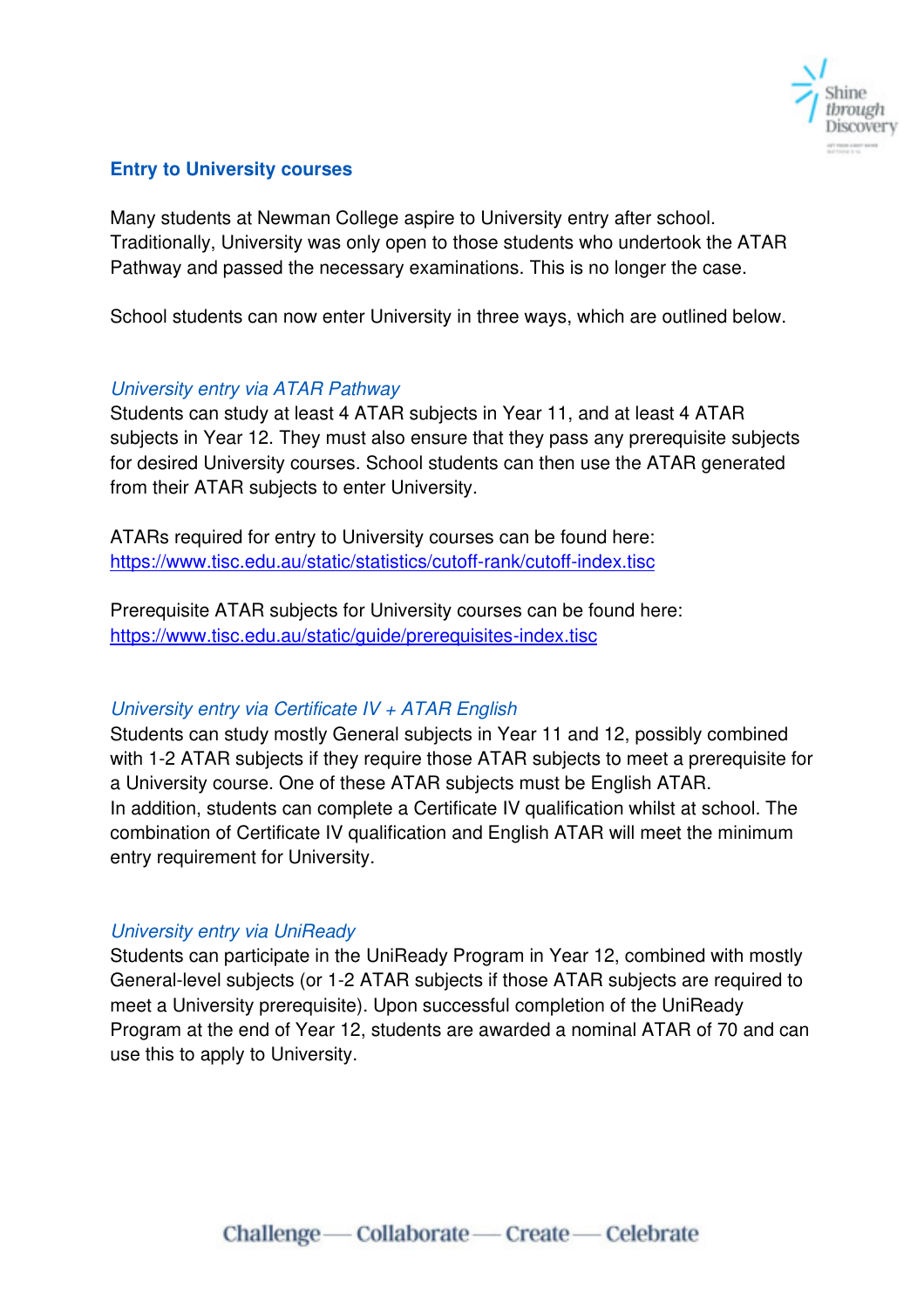## Entry to University courses

Many students at Newman College aspire to University entry after school. Traditionally, University was only open to those students who undertook the ATAR Pathway and passed the necessary examinations. This is no longer the case.

School students can now enter University in three ways, which are outlined below.

### *University entry via ATAR Pathway*

Students can study at least 4 ATAR subjects in Year 11, and at least 4 ATAR subjects in Year 12. They must also ensure that they pass any prerequisite subjects for desired University courses. School students can then use the ATAR generated from their ATAR subjects to enter University.

ATARs required for entry to University courses can be found here:
https://www.tisc.edu.au/static/statistics/cutoff-rank/cutoff-index.tisc

Prerequisite ATAR subjects for University courses can be found here:
https://www.tisc.edu.au/static/guide/prerequisites-index.tisc

### *University entry via Certificate IV + ATAR English*

Students can study mostly General subjects in Year 11 and 12, possibly combined with 1-2 ATAR subjects if they require those ATAR subjects to meet a prerequisite for a University course. One of these ATAR subjects must be English ATAR.
In addition, students can complete a Certificate IV qualification whilst at school. The combination of Certificate IV qualification and English ATAR will meet the minimum entry requirement for University.

### *University entry via UniReady*

Students can participate in the UniReady Program in Year 12, combined with mostly General-level subjects (or 1-2 ATAR subjects if those ATAR subjects are required to meet a University prerequisite). Upon successful completion of the UniReady Program at the end of Year 12, students are awarded a nominal ATAR of 70 and can use this to apply to University.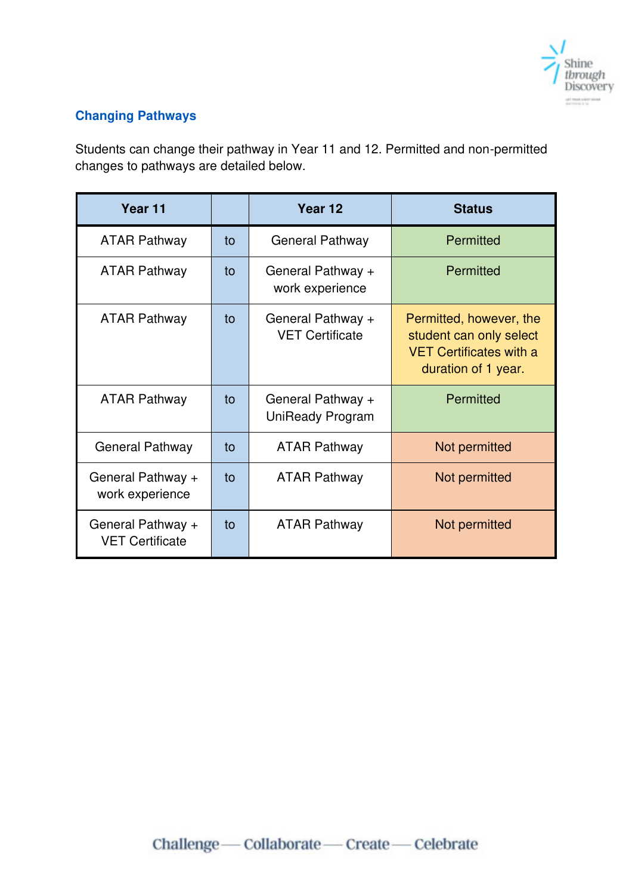## Changing Pathways

Students can change their pathway in Year 11 and 12. Permitted and non-permitted changes to pathways are detailed below.

| Year 11 | | Year 12 | Status |
|---|---|---|---|
| ATAR Pathway | to | General Pathway | Permitted |
| ATAR Pathway | to | General Pathway + work experience | Permitted |
| ATAR Pathway | to | General Pathway + VET Certificate | Permitted, however, the student can only select VET Certificates with a duration of 1 year. |
| ATAR Pathway | to | General Pathway + UniReady Program | Permitted |
| General Pathway | to | ATAR Pathway | Not permitted |
| General Pathway + work experience | to | ATAR Pathway | Not permitted |
| General Pathway + VET Certificate | to | ATAR Pathway | Not permitted |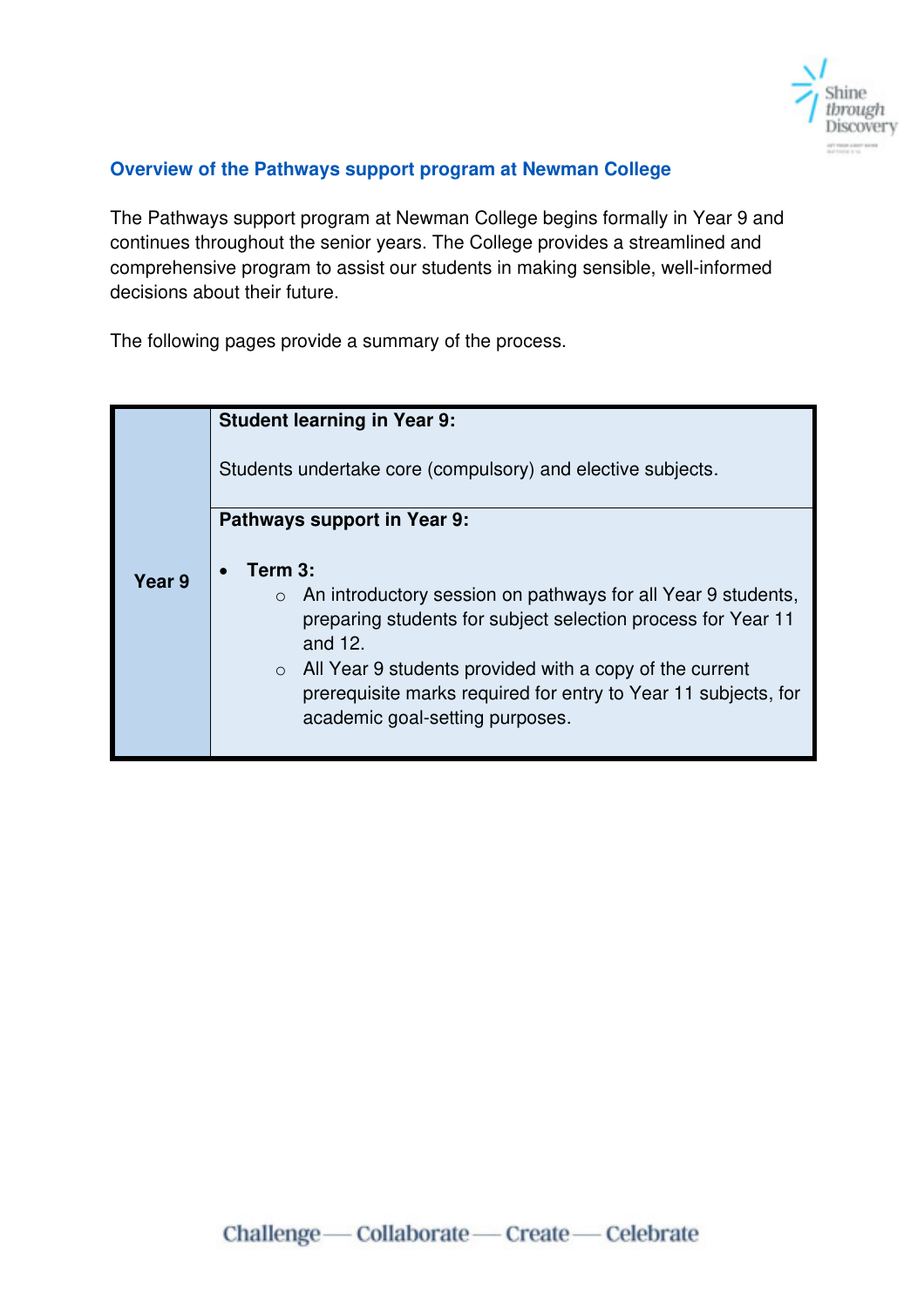## Overview of the Pathways support program at Newman College

The Pathways support program at Newman College begins formally in Year 9 and continues throughout the senior years. The College provides a streamlined and comprehensive program to assist our students in making sensible, well-informed decisions about their future.

The following pages provide a summary of the process.

| | |
|---|---|
| **Year 9** | **Student learning in Year 9:**<br><br>Students undertake core (compulsory) and elective subjects. |
| | **Pathways support in Year 9:**<br><br>• **Term 3:**<br>  ○ An introductory session on pathways for all Year 9 students, preparing students for subject selection process for Year 11 and 12.<br>  ○ All Year 9 students provided with a copy of the current prerequisite marks required for entry to Year 11 subjects, for academic goal-setting purposes. |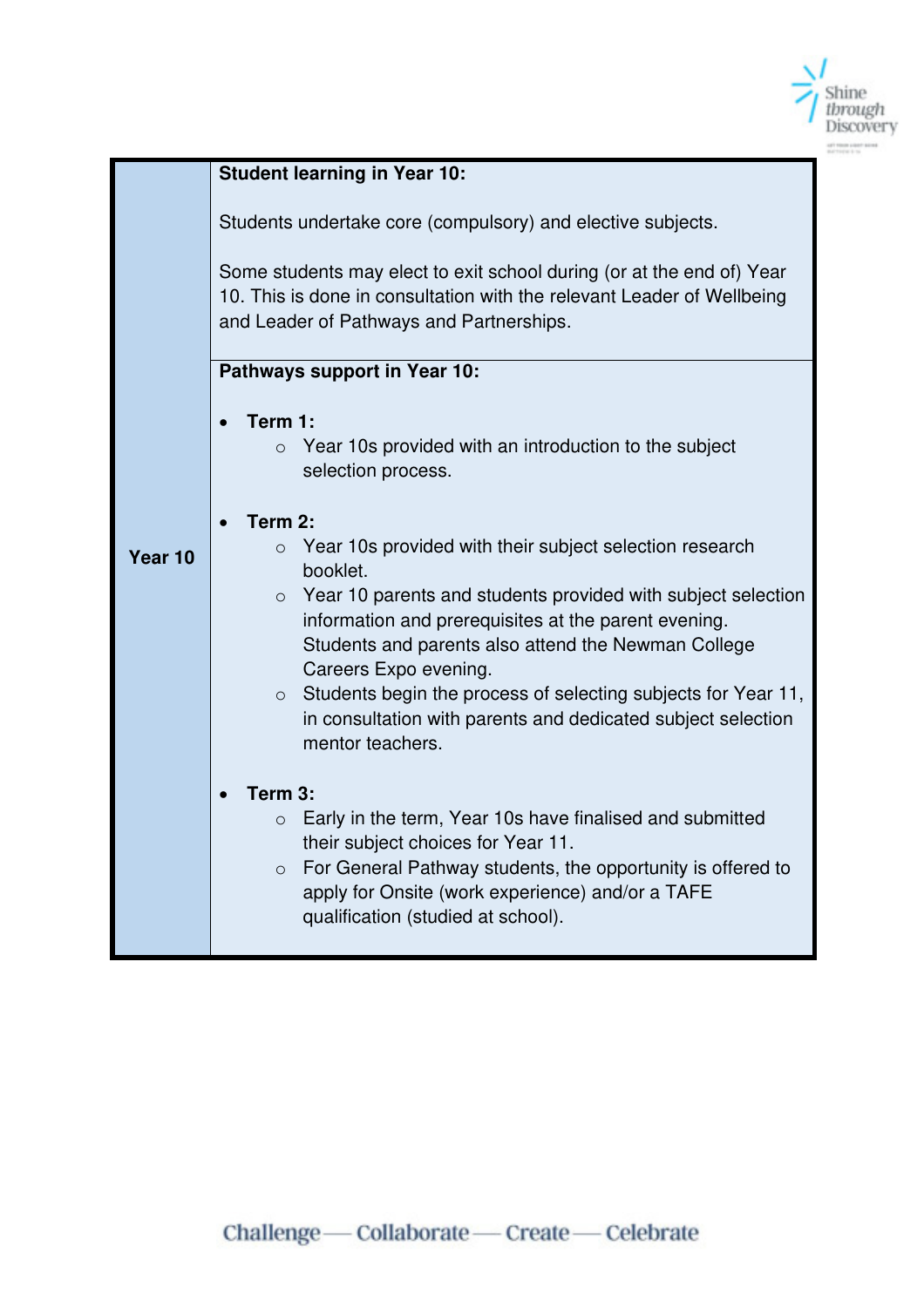| Year 10 | **Student learning in Year 10:**<br><br>Students undertake core (compulsory) and elective subjects.<br><br>Some students may elect to exit school during (or at the end of) Year 10. This is done in consultation with the relevant Leader of Wellbeing and Leader of Pathways and Partnerships. |
|---|---|
| | **Pathways support in Year 10:**<br><br>• **Term 1:**<br>  ○ Year 10s provided with an introduction to the subject selection process.<br><br>• **Term 2:**<br>  ○ Year 10s provided with their subject selection research booklet.<br>  ○ Year 10 parents and students provided with subject selection information and prerequisites at the parent evening. Students and parents also attend the Newman College Careers Expo evening.<br>  ○ Students begin the process of selecting subjects for Year 11, in consultation with parents and dedicated subject selection mentor teachers.<br><br>• **Term 3:**<br>  ○ Early in the term, Year 10s have finalised and submitted their subject choices for Year 11.<br>  ○ For General Pathway students, the opportunity is offered to apply for Onsite (work experience) and/or a TAFE qualification (studied at school). |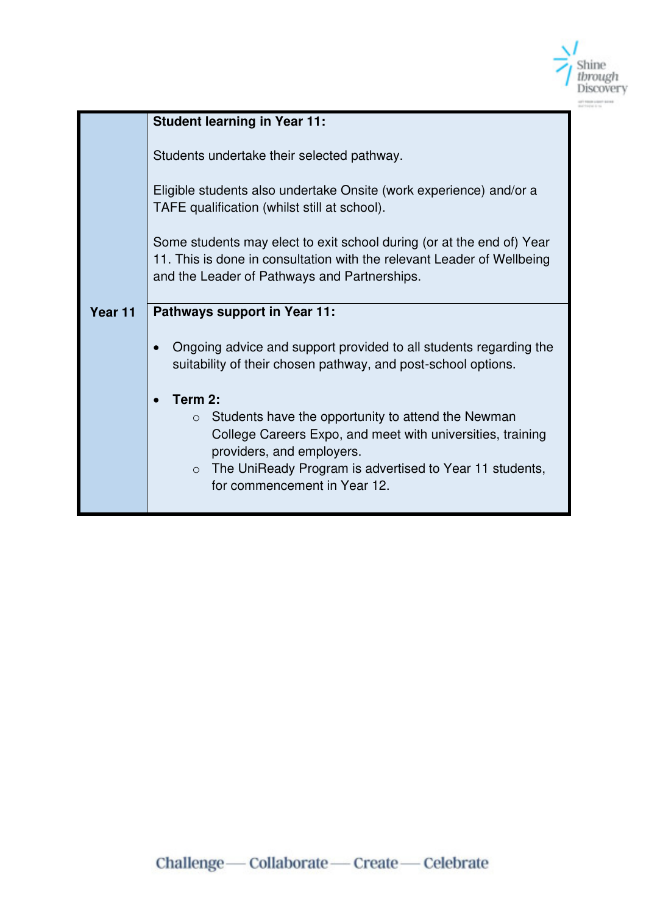| | |
|---|---|
| **Year 11** | **Student learning in Year 11:**<br><br>Students undertake their selected pathway.<br><br>Eligible students also undertake Onsite (work experience) and/or a TAFE qualification (whilst still at school).<br><br>Some students may elect to exit school during (or at the end of) Year 11. This is done in consultation with the relevant Leader of Wellbeing and the Leader of Pathways and Partnerships. |
| | **Pathways support in Year 11:**<br><br>• Ongoing advice and support provided to all students regarding the suitability of their chosen pathway, and post-school options.<br><br>• **Term 2:**<br>  ○ Students have the opportunity to attend the Newman College Careers Expo, and meet with universities, training providers, and employers.<br>  ○ The UniReady Program is advertised to Year 11 students, for commencement in Year 12. |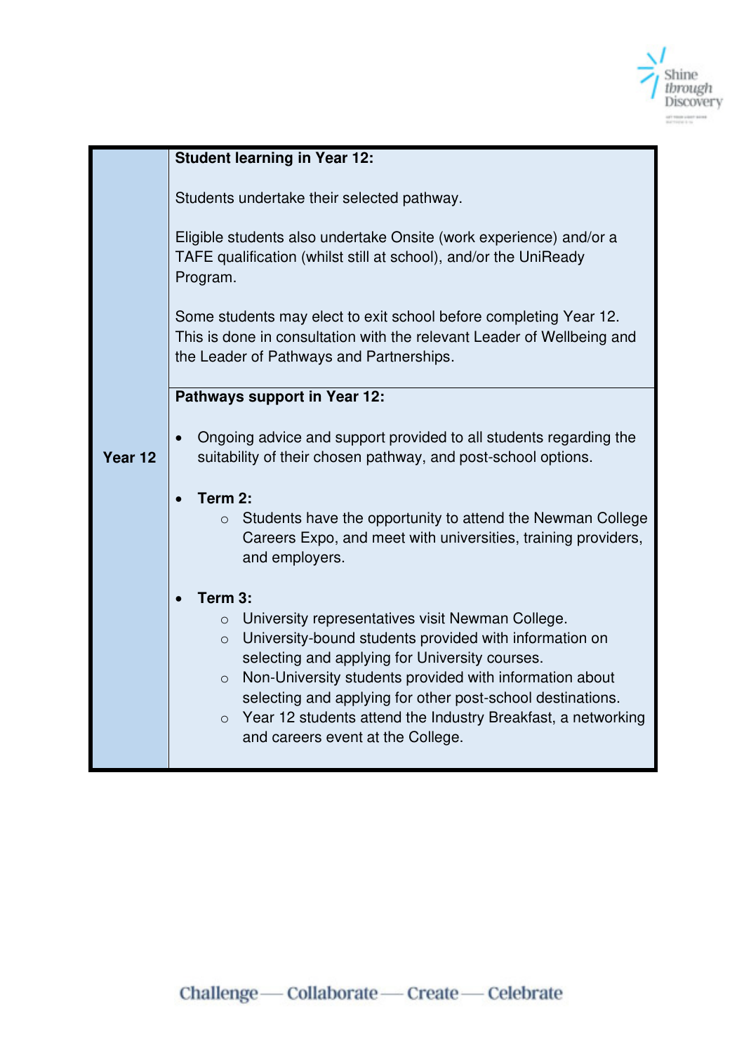| Year 12 | **Student learning in Year 12:**<br><br>Students undertake their selected pathway.<br><br>Eligible students also undertake Onsite (work experience) and/or a TAFE qualification (whilst still at school), and/or the UniReady Program.<br><br>Some students may elect to exit school before completing Year 12. This is done in consultation with the relevant Leader of Wellbeing and the Leader of Pathways and Partnerships. |
|---|---|
| | **Pathways support in Year 12:**<br><br>• Ongoing advice and support provided to all students regarding the suitability of their chosen pathway, and post-school options.<br><br>• **Term 2:**<br>&nbsp;&nbsp;&nbsp;&nbsp;○ Students have the opportunity to attend the Newman College Careers Expo, and meet with universities, training providers, and employers.<br><br>• **Term 3:**<br>&nbsp;&nbsp;&nbsp;&nbsp;○ University representatives visit Newman College.<br>&nbsp;&nbsp;&nbsp;&nbsp;○ University-bound students provided with information on selecting and applying for University courses.<br>&nbsp;&nbsp;&nbsp;&nbsp;○ Non-University students provided with information about selecting and applying for other post-school destinations.<br>&nbsp;&nbsp;&nbsp;&nbsp;○ Year 12 students attend the Industry Breakfast, a networking and careers event at the College. |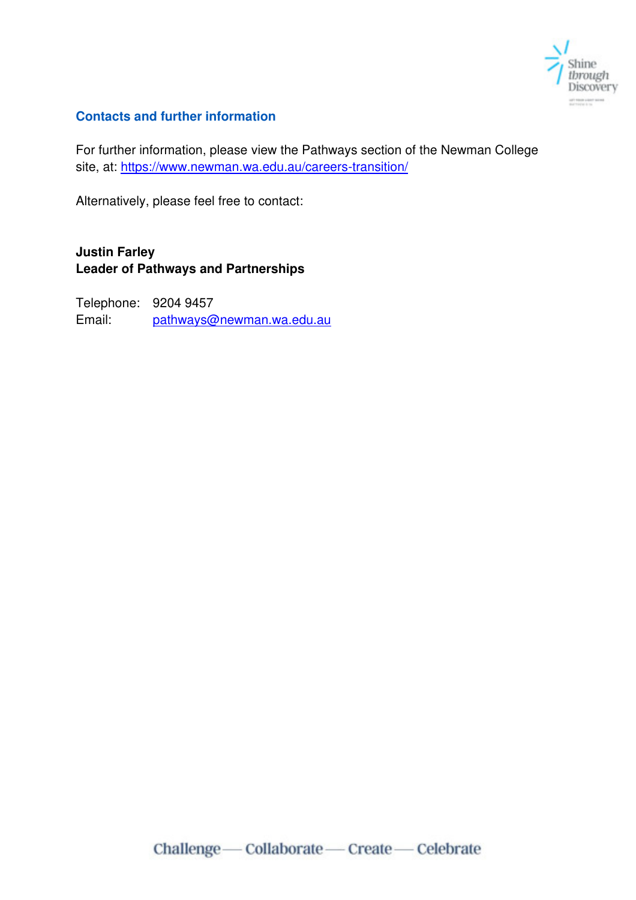## Contacts and further information

For further information, please view the Pathways section of the Newman College site, at: https://www.newman.wa.edu.au/careers-transition/

Alternatively, please feel free to contact:

**Justin Farley**
**Leader of Pathways and Partnerships**

Telephone: 9204 9457
Email: pathways@newman.wa.edu.au